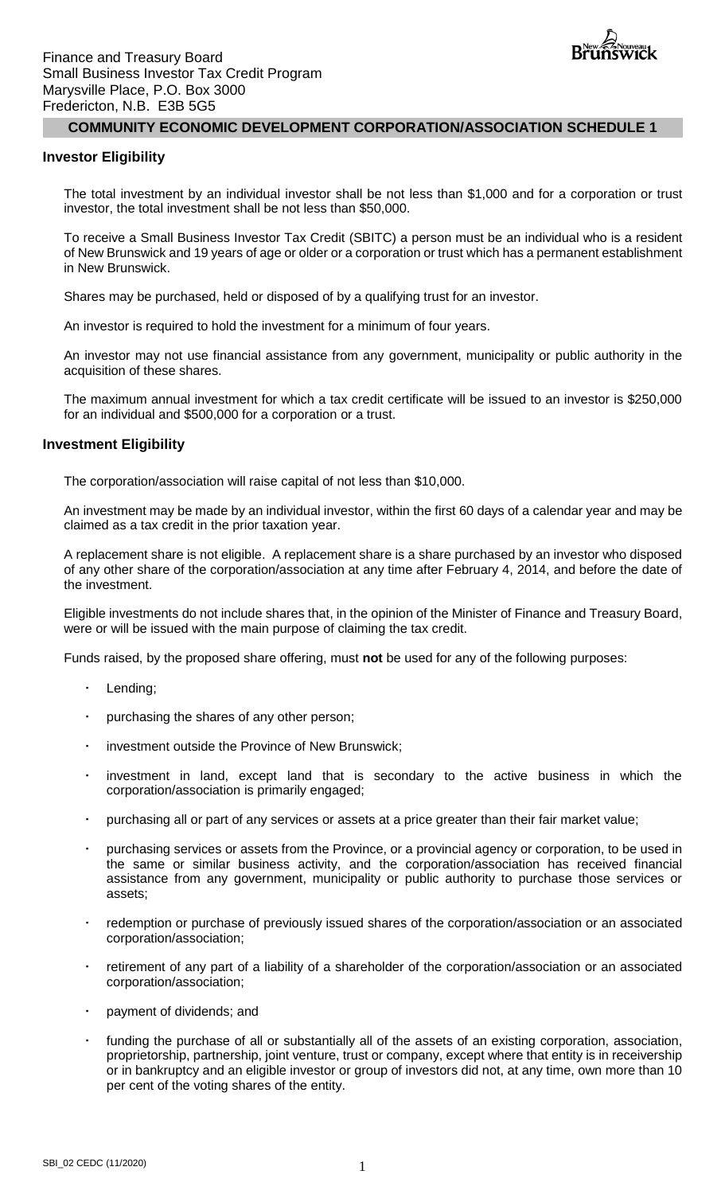Finance and Treasury Board
Small Business Investor Tax Credit Program
Marysville Place, P.O. Box 3000
Fredericton, N.B. E3B 5G5

## COMMUNITY ECONOMIC DEVELOPMENT CORPORATION/ASSOCIATION SCHEDULE 1

### Investor Eligibility

The total investment by an individual investor shall be not less than $1,000 and for a corporation or trust investor, the total investment shall be not less than $50,000.

To receive a Small Business Investor Tax Credit (SBITC) a person must be an individual who is a resident of New Brunswick and 19 years of age or older or a corporation or trust which has a permanent establishment in New Brunswick.

Shares may be purchased, held or disposed of by a qualifying trust for an investor.

An investor is required to hold the investment for a minimum of four years.

An investor may not use financial assistance from any government, municipality or public authority in the acquisition of these shares.

The maximum annual investment for which a tax credit certificate will be issued to an investor is $250,000 for an individual and $500,000 for a corporation or a trust.

### Investment Eligibility

The corporation/association will raise capital of not less than $10,000.

An investment may be made by an individual investor, within the first 60 days of a calendar year and may be claimed as a tax credit in the prior taxation year.

A replacement share is not eligible. A replacement share is a share purchased by an investor who disposed of any other share of the corporation/association at any time after February 4, 2014, and before the date of the investment.

Eligible investments do not include shares that, in the opinion of the Minister of Finance and Treasury Board, were or will be issued with the main purpose of claiming the tax credit.

Funds raised, by the proposed share offering, must **not** be used for any of the following purposes:

- Lending;
- purchasing the shares of any other person;
- investment outside the Province of New Brunswick;
- investment in land, except land that is secondary to the active business in which the corporation/association is primarily engaged;
- purchasing all or part of any services or assets at a price greater than their fair market value;
- purchasing services or assets from the Province, or a provincial agency or corporation, to be used in the same or similar business activity, and the corporation/association has received financial assistance from any government, municipality or public authority to purchase those services or assets;
- redemption or purchase of previously issued shares of the corporation/association or an associated corporation/association;
- retirement of any part of a liability of a shareholder of the corporation/association or an associated corporation/association;
- payment of dividends; and
- funding the purchase of all or substantially all of the assets of an existing corporation, association, proprietorship, partnership, joint venture, trust or company, except where that entity is in receivership or in bankruptcy and an eligible investor or group of investors did not, at any time, own more than 10 per cent of the voting shares of the entity.

SBI_02 CEDC (11/2020)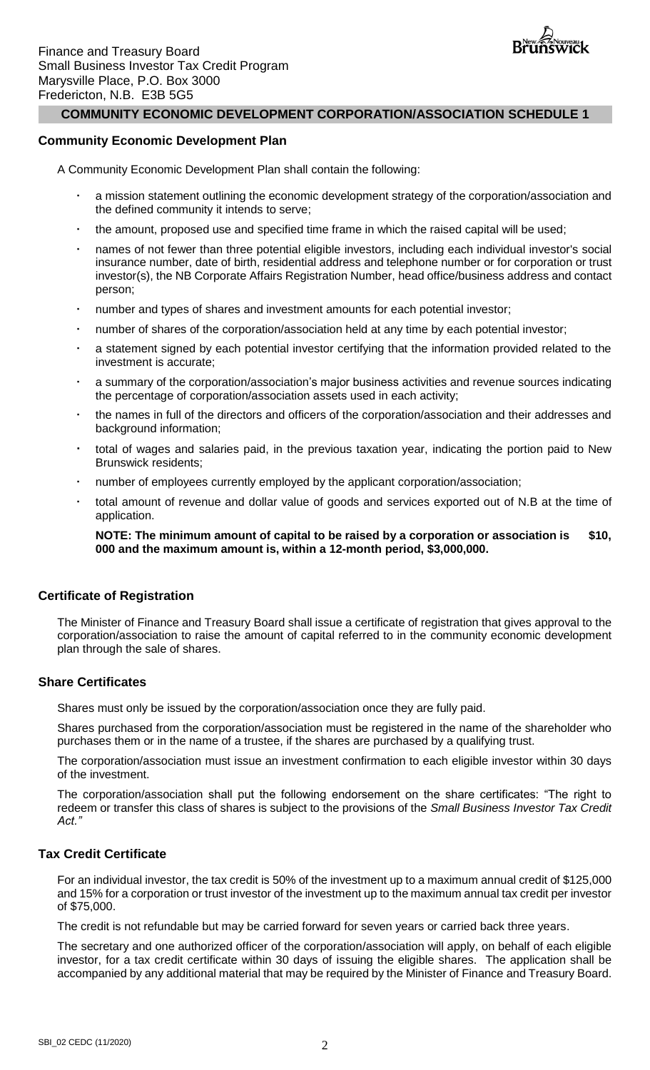Finance and Treasury Board
Small Business Investor Tax Credit Program
Marysville Place, P.O. Box 3000
Fredericton, N.B. E3B 5G5

## COMMUNITY ECONOMIC DEVELOPMENT CORPORATION/ASSOCIATION SCHEDULE 1

### Community Economic Development Plan

A Community Economic Development Plan shall contain the following:

- a mission statement outlining the economic development strategy of the corporation/association and the defined community it intends to serve;
- the amount, proposed use and specified time frame in which the raised capital will be used;
- names of not fewer than three potential eligible investors, including each individual investor's social insurance number, date of birth, residential address and telephone number or for corporation or trust investor(s), the NB Corporate Affairs Registration Number, head office/business address and contact person;
- number and types of shares and investment amounts for each potential investor;
- number of shares of the corporation/association held at any time by each potential investor;
- a statement signed by each potential investor certifying that the information provided related to the investment is accurate;
- a summary of the corporation/association's major business activities and revenue sources indicating the percentage of corporation/association assets used in each activity;
- the names in full of the directors and officers of the corporation/association and their addresses and background information;
- total of wages and salaries paid, in the previous taxation year, indicating the portion paid to New Brunswick residents;
- number of employees currently employed by the applicant corporation/association;
- total amount of revenue and dollar value of goods and services exported out of N.B at the time of application.

**NOTE: The minimum amount of capital to be raised by a corporation or association is $10, 000 and the maximum amount is, within a 12-month period, $3,000,000.**

### Certificate of Registration

The Minister of Finance and Treasury Board shall issue a certificate of registration that gives approval to the corporation/association to raise the amount of capital referred to in the community economic development plan through the sale of shares.

### Share Certificates

Shares must only be issued by the corporation/association once they are fully paid.

Shares purchased from the corporation/association must be registered in the name of the shareholder who purchases them or in the name of a trustee, if the shares are purchased by a qualifying trust.

The corporation/association must issue an investment confirmation to each eligible investor within 30 days of the investment.

The corporation/association shall put the following endorsement on the share certificates: "The right to redeem or transfer this class of shares is subject to the provisions of the *Small Business Investor Tax Credit Act.*"

### Tax Credit Certificate

For an individual investor, the tax credit is 50% of the investment up to a maximum annual credit of $125,000 and 15% for a corporation or trust investor of the investment up to the maximum annual tax credit per investor of $75,000.

The credit is not refundable but may be carried forward for seven years or carried back three years.

The secretary and one authorized officer of the corporation/association will apply, on behalf of each eligible investor, for a tax credit certificate within 30 days of issuing the eligible shares. The application shall be accompanied by any additional material that may be required by the Minister of Finance and Treasury Board.

SBI_02 CEDC (11/2020)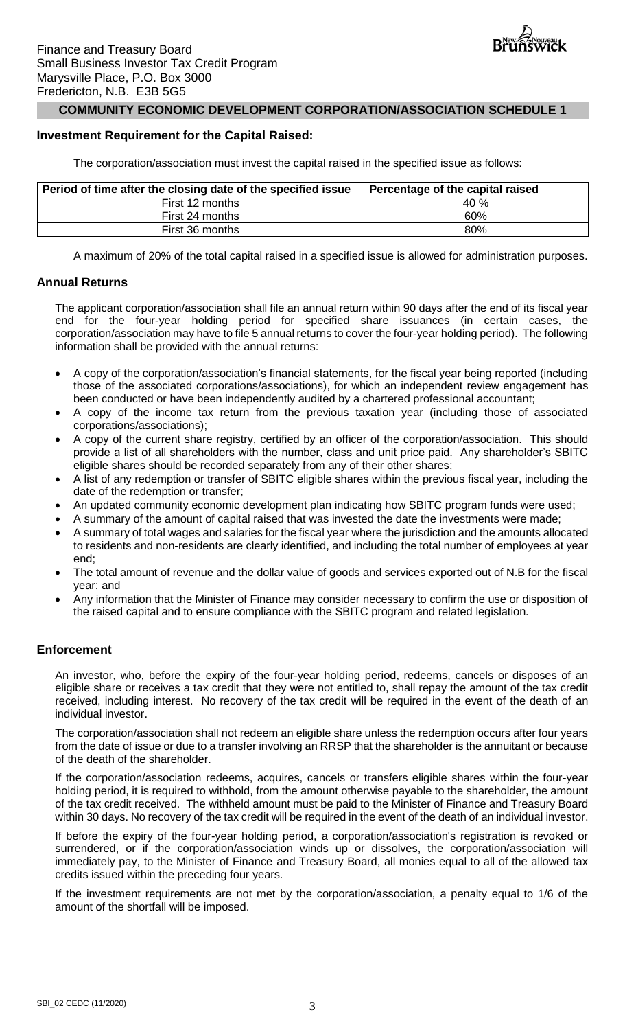Finance and Treasury Board
Small Business Investor Tax Credit Program
Marysville Place, P.O. Box 3000
Fredericton, N.B. E3B 5G5

## COMMUNITY ECONOMIC DEVELOPMENT CORPORATION/ASSOCIATION SCHEDULE 1

### Investment Requirement for the Capital Raised:

The corporation/association must invest the capital raised in the specified issue as follows:

| Period of time after the closing date of the specified issue | Percentage of the capital raised |
|---|---|
| First 12 months | 40 % |
| First 24 months | 60% |
| First 36 months | 80% |

A maximum of 20% of the total capital raised in a specified issue is allowed for administration purposes.

### Annual Returns

The applicant corporation/association shall file an annual return within 90 days after the end of its fiscal year end for the four-year holding period for specified share issuances (in certain cases, the corporation/association may have to file 5 annual returns to cover the four-year holding period). The following information shall be provided with the annual returns:

- A copy of the corporation/association's financial statements, for the fiscal year being reported (including those of the associated corporations/associations), for which an independent review engagement has been conducted or have been independently audited by a chartered professional accountant;
- A copy of the income tax return from the previous taxation year (including those of associated corporations/associations);
- A copy of the current share registry, certified by an officer of the corporation/association. This should provide a list of all shareholders with the number, class and unit price paid. Any shareholder's SBITC eligible shares should be recorded separately from any of their other shares;
- A list of any redemption or transfer of SBITC eligible shares within the previous fiscal year, including the date of the redemption or transfer;
- An updated community economic development plan indicating how SBITC program funds were used;
- A summary of the amount of capital raised that was invested the date the investments were made;
- A summary of total wages and salaries for the fiscal year where the jurisdiction and the amounts allocated to residents and non-residents are clearly identified, and including the total number of employees at year end;
- The total amount of revenue and the dollar value of goods and services exported out of N.B for the fiscal year: and
- Any information that the Minister of Finance may consider necessary to confirm the use or disposition of the raised capital and to ensure compliance with the SBITC program and related legislation.

### Enforcement

An investor, who, before the expiry of the four-year holding period, redeems, cancels or disposes of an eligible share or receives a tax credit that they were not entitled to, shall repay the amount of the tax credit received, including interest. No recovery of the tax credit will be required in the event of the death of an individual investor.

The corporation/association shall not redeem an eligible share unless the redemption occurs after four years from the date of issue or due to a transfer involving an RRSP that the shareholder is the annuitant or because of the death of the shareholder.

If the corporation/association redeems, acquires, cancels or transfers eligible shares within the four-year holding period, it is required to withhold, from the amount otherwise payable to the shareholder, the amount of the tax credit received. The withheld amount must be paid to the Minister of Finance and Treasury Board within 30 days. No recovery of the tax credit will be required in the event of the death of an individual investor.

If before the expiry of the four-year holding period, a corporation/association's registration is revoked or surrendered, or if the corporation/association winds up or dissolves, the corporation/association will immediately pay, to the Minister of Finance and Treasury Board, all monies equal to all of the allowed tax credits issued within the preceding four years.

If the investment requirements are not met by the corporation/association, a penalty equal to 1/6 of the amount of the shortfall will be imposed.

SBI_02 CEDC (11/2020)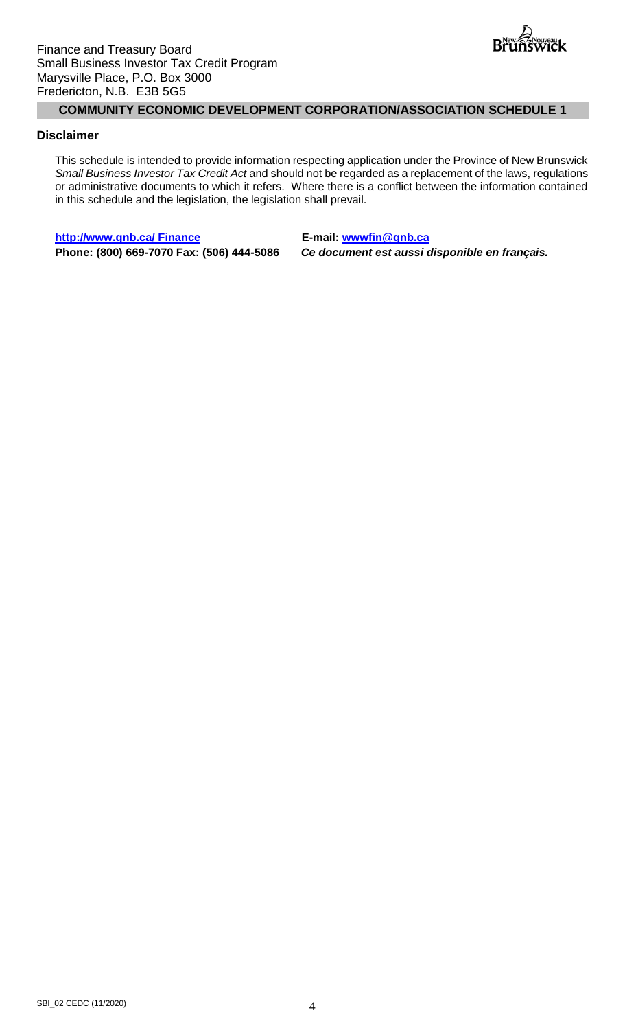Finance and Treasury Board
Small Business Investor Tax Credit Program
Marysville Place, P.O. Box 3000
Fredericton, N.B. E3B 5G5

## COMMUNITY ECONOMIC DEVELOPMENT CORPORATION/ASSOCIATION SCHEDULE 1

### Disclaimer

This schedule is intended to provide information respecting application under the Province of New Brunswick *Small Business Investor Tax Credit Act* and should not be regarded as a replacement of the laws, regulations or administrative documents to which it refers. Where there is a conflict between the information contained in this schedule and the legislation, the legislation shall prevail.

**http://www.gnb.ca/ Finance** **E-mail: wwwfin@gnb.ca**

**Phone: (800) 669-7070 Fax: (506) 444-5086** ***Ce document est aussi disponible en français.***

SBI_02 CEDC (11/2020)